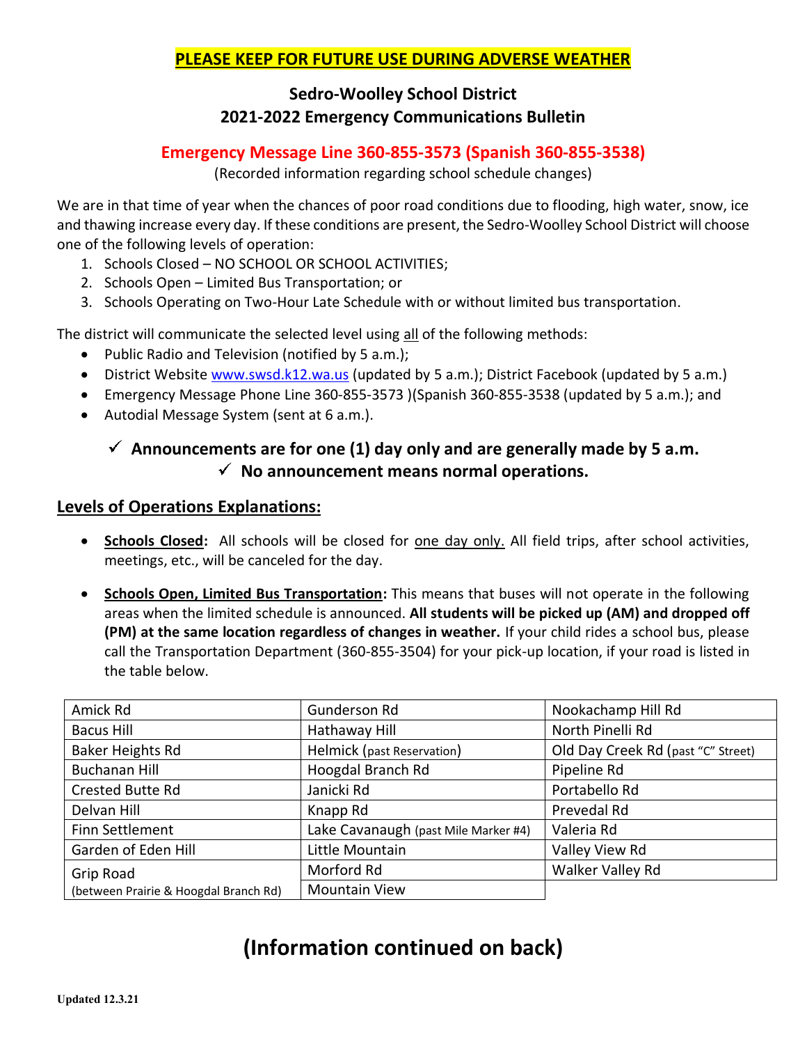**PLEASE KEEP FOR FUTURE USE DURING ADVERSE WEATHER**

## Sedro-Woolley School District
## 2021-2022 Emergency Communications Bulletin

### Emergency Message Line 360-855-3573 (Spanish 360-855-3538)

(Recorded information regarding school schedule changes)

We are in that time of year when the chances of poor road conditions due to flooding, high water, snow, ice and thawing increase every day. If these conditions are present, the Sedro-Woolley School District will choose one of the following levels of operation:

1. Schools Closed – NO SCHOOL OR SCHOOL ACTIVITIES;
2. Schools Open – Limited Bus Transportation; or
3. Schools Operating on Two-Hour Late Schedule with or without limited bus transportation.

The district will communicate the selected level using all of the following methods:

- Public Radio and Television (notified by 5 a.m.);
- District Website www.swsd.k12.wa.us (updated by 5 a.m.); District Facebook (updated by 5 a.m.)
- Emergency Message Phone Line 360-855-3573 )(Spanish 360-855-3538 (updated by 5 a.m.); and
- Autodial Message System (sent at 6 a.m.).

✓ **Announcements are for one (1) day only and are generally made by 5 a.m.**

✓ **No announcement means normal operations.**

## Levels of Operations Explanations:

- **Schools Closed:** All schools will be closed for one day only. All field trips, after school activities, meetings, etc., will be canceled for the day.

- **Schools Open, Limited Bus Transportation:** This means that buses will not operate in the following areas when the limited schedule is announced. **All students will be picked up (AM) and dropped off (PM) at the same location regardless of changes in weather.** If your child rides a school bus, please call the Transportation Department (360-855-3504) for your pick-up location, if your road is listed in the table below.

| | | |
|---|---|---|
| Amick Rd | Gunderson Rd | Nookachamp Hill Rd |
| Bacus Hill | Hathaway Hill | North Pinelli Rd |
| Baker Heights Rd | Helmick (past Reservation) | Old Day Creek Rd (past "C" Street) |
| Buchanan Hill | Hoogdal Branch Rd | Pipeline Rd |
| Crested Butte Rd | Janicki Rd | Portabello Rd |
| Delvan Hill | Knapp Rd | Prevedal Rd |
| Finn Settlement | Lake Cavanaugh (past Mile Marker #4) | Valeria Rd |
| Garden of Eden Hill | Little Mountain | Valley View Rd |
| Grip Road (between Prairie & Hoogdal Branch Rd) | Morford Rd | Walker Valley Rd |
| | Mountain View | |

# (Information continued on back)

Updated 12.3.21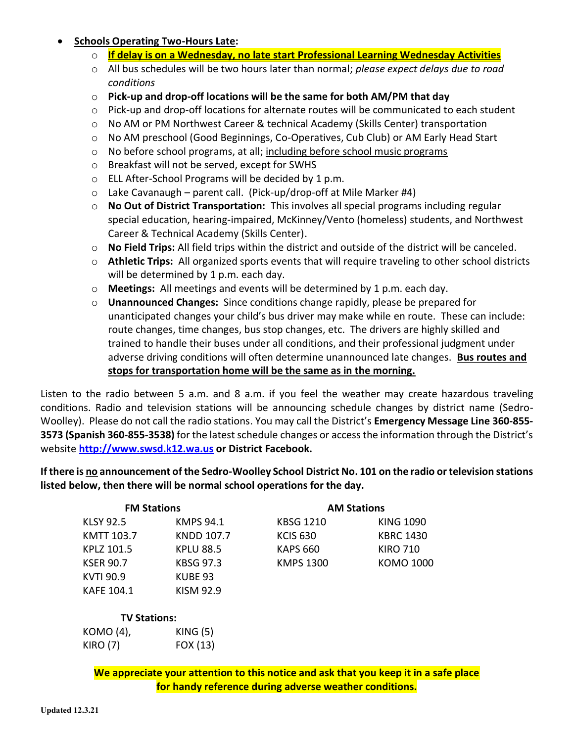- **Schools Operating Two-Hours Late:**
    - **If delay is on a Wednesday, no late start Professional Learning Wednesday Activities**
    - All bus schedules will be two hours later than normal; *please expect delays due to road conditions*
    - **Pick-up and drop-off locations will be the same for both AM/PM that day**
    - Pick-up and drop-off locations for alternate routes will be communicated to each student
    - No AM or PM Northwest Career & technical Academy (Skills Center) transportation
    - No AM preschool (Good Beginnings, Co-Operatives, Cub Club) or AM Early Head Start
    - No before school programs, at all; including before school music programs
    - Breakfast will not be served, except for SWHS
    - ELL After-School Programs will be decided by 1 p.m.
    - Lake Cavanaugh – parent call. (Pick-up/drop-off at Mile Marker #4)
    - **No Out of District Transportation:** This involves all special programs including regular special education, hearing-impaired, McKinney/Vento (homeless) students, and Northwest Career & Technical Academy (Skills Center).
    - **No Field Trips:** All field trips within the district and outside of the district will be canceled.
    - **Athletic Trips:** All organized sports events that will require traveling to other school districts will be determined by 1 p.m. each day.
    - **Meetings:** All meetings and events will be determined by 1 p.m. each day.
    - **Unannounced Changes:** Since conditions change rapidly, please be prepared for unanticipated changes your child's bus driver may make while en route. These can include: route changes, time changes, bus stop changes, etc. The drivers are highly skilled and trained to handle their buses under all conditions, and their professional judgment under adverse driving conditions will often determine unannounced late changes. **Bus routes and stops for transportation home will be the same as in the morning.**

Listen to the radio between 5 a.m. and 8 a.m. if you feel the weather may create hazardous traveling conditions. Radio and television stations will be announcing schedule changes by district name (Sedro-Woolley). Please do not call the radio stations. You may call the District's **Emergency Message Line 360-855-3573 (Spanish 360-855-3538)** for the latest schedule changes or access the information through the District's website **http://www.swsd.k12.wa.us or District Facebook.**

**If there is no announcement of the Sedro-Woolley School District No. 101 on the radio or television stations listed below, then there will be normal school operations for the day.**

| FM Stations | | AM Stations | |
|---|---|---|---|
| KLSY 92.5 | KMPS 94.1 | KBSG 1210 | KING 1090 |
| KMTT 103.7 | KNDD 107.7 | KCIS 630 | KBRC 1430 |
| KPLZ 101.5 | KPLU 88.5 | KAPS 660 | KIRO 710 |
| KSER 90.7 | KBSG 97.3 | KMPS 1300 | KOMO 1000 |
| KVTI 90.9 | KUBE 93 | | |
| KAFE 104.1 | KISM 92.9 | | |

| TV Stations: | |
|---|---|
| KOMO (4), | KING (5) |
| KIRO (7) | FOX (13) |

**We appreciate your attention to this notice and ask that you keep it in a safe place for handy reference during adverse weather conditions.**

**Updated 12.3.21**